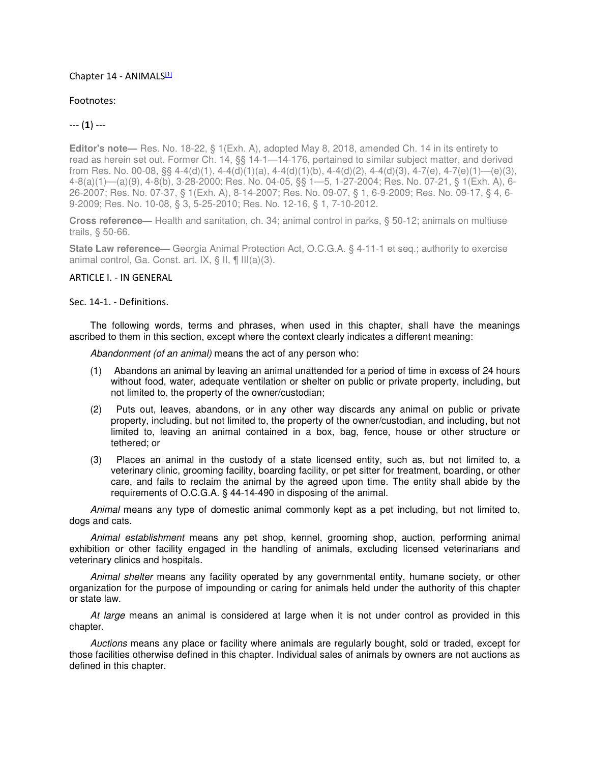# Chapter 14 - ANIMALS[1]

Footnotes:

--- (**1**) ---

**Editor's note—** Res. No. 18-22, § 1(Exh. A), adopted May 8, 2018, amended Ch. 14 in its entirety to read as herein set out. Former Ch. 14, §§ 14-1—14-176, pertained to similar subject matter, and derived from Res. No. 00-08, §§ 4-4(d)(1), 4-4(d)(1)(a), 4-4(d)(1)(b), 4-4(d)(2), 4-4(d)(3), 4-7(e), 4-7(e)(1)—(e)(3), 4-8(a)(1)—(a)(9), 4-8(b), 3-28-2000; Res. No. 04-05, §§ 1—5, 1-27-2004; Res. No. 07-21, § 1(Exh. A), 6-26-2007; Res. No. 07-37, § 1(Exh. A), 8-14-2007; Res. No. 09-07, § 1, 6-9-2009; Res. No. 09-17, § 4, 6-9-2009; Res. No. 10-08, § 3, 5-25-2010; Res. No. 12-16, § 1, 7-10-2012.

**Cross reference—** Health and sanitation, ch. 34; animal control in parks, § 50-12; animals on multiuse trails, § 50-66.

**State Law reference—** Georgia Animal Protection Act, O.C.G.A. § 4-11-1 et seq.; authority to exercise animal control, Ga. Const. art. IX, § II, ¶ III(a)(3).

## ARTICLE I. - IN GENERAL

### Sec. 14-1. - Definitions.

The following words, terms and phrases, when used in this chapter, shall have the meanings ascribed to them in this section, except where the context clearly indicates a different meaning:

*Abandonment (of an animal)* means the act of any person who:

(1) Abandons an animal by leaving an animal unattended for a period of time in excess of 24 hours without food, water, adequate ventilation or shelter on public or private property, including, but not limited to, the property of the owner/custodian;

(2) Puts out, leaves, abandons, or in any other way discards any animal on public or private property, including, but not limited to, the property of the owner/custodian, and including, but not limited to, leaving an animal contained in a box, bag, fence, house or other structure or tethered; or

(3) Places an animal in the custody of a state licensed entity, such as, but not limited to, a veterinary clinic, grooming facility, boarding facility, or pet sitter for treatment, boarding, or other care, and fails to reclaim the animal by the agreed upon time. The entity shall abide by the requirements of O.C.G.A. § 44-14-490 in disposing of the animal.

*Animal* means any type of domestic animal commonly kept as a pet including, but not limited to, dogs and cats.

*Animal establishment* means any pet shop, kennel, grooming shop, auction, performing animal exhibition or other facility engaged in the handling of animals, excluding licensed veterinarians and veterinary clinics and hospitals.

*Animal shelter* means any facility operated by any governmental entity, humane society, or other organization for the purpose of impounding or caring for animals held under the authority of this chapter or state law.

*At large* means an animal is considered at large when it is not under control as provided in this chapter.

*Auctions* means any place or facility where animals are regularly bought, sold or traded, except for those facilities otherwise defined in this chapter. Individual sales of animals by owners are not auctions as defined in this chapter.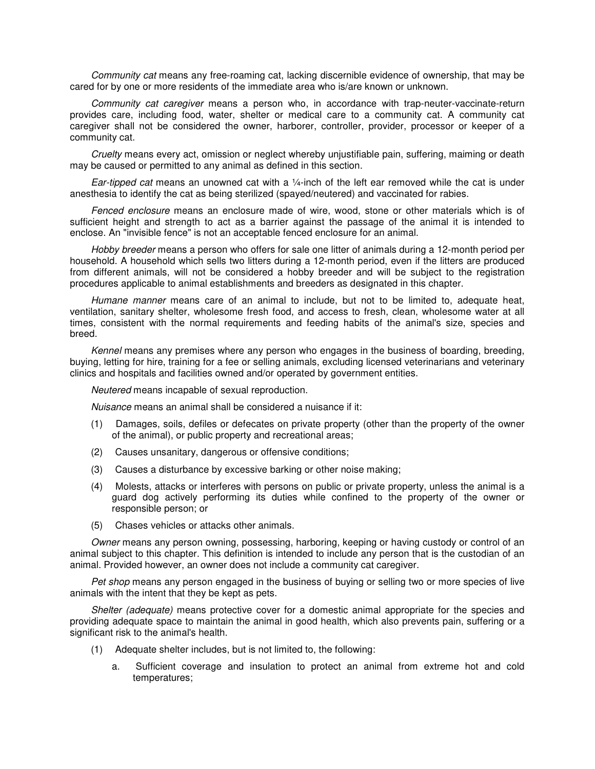*Community cat* means any free-roaming cat, lacking discernible evidence of ownership, that may be cared for by one or more residents of the immediate area who is/are known or unknown.

*Community cat caregiver* means a person who, in accordance with trap-neuter-vaccinate-return provides care, including food, water, shelter or medical care to a community cat. A community cat caregiver shall not be considered the owner, harborer, controller, provider, processor or keeper of a community cat.

*Cruelty* means every act, omission or neglect whereby unjustifiable pain, suffering, maiming or death may be caused or permitted to any animal as defined in this section.

*Ear-tipped cat* means an unowned cat with a ¼-inch of the left ear removed while the cat is under anesthesia to identify the cat as being sterilized (spayed/neutered) and vaccinated for rabies.

*Fenced enclosure* means an enclosure made of wire, wood, stone or other materials which is of sufficient height and strength to act as a barrier against the passage of the animal it is intended to enclose. An "invisible fence" is not an acceptable fenced enclosure for an animal.

*Hobby breeder* means a person who offers for sale one litter of animals during a 12-month period per household. A household which sells two litters during a 12-month period, even if the litters are produced from different animals, will not be considered a hobby breeder and will be subject to the registration procedures applicable to animal establishments and breeders as designated in this chapter.

*Humane manner* means care of an animal to include, but not to be limited to, adequate heat, ventilation, sanitary shelter, wholesome fresh food, and access to fresh, clean, wholesome water at all times, consistent with the normal requirements and feeding habits of the animal's size, species and breed.

*Kennel* means any premises where any person who engages in the business of boarding, breeding, buying, letting for hire, training for a fee or selling animals, excluding licensed veterinarians and veterinary clinics and hospitals and facilities owned and/or operated by government entities.

*Neutered* means incapable of sexual reproduction.

*Nuisance* means an animal shall be considered a nuisance if it:

(1) Damages, soils, defiles or defecates on private property (other than the property of the owner of the animal), or public property and recreational areas;

(2) Causes unsanitary, dangerous or offensive conditions;

(3) Causes a disturbance by excessive barking or other noise making;

(4) Molests, attacks or interferes with persons on public or private property, unless the animal is a guard dog actively performing its duties while confined to the property of the owner or responsible person; or

(5) Chases vehicles or attacks other animals.

*Owner* means any person owning, possessing, harboring, keeping or having custody or control of an animal subject to this chapter. This definition is intended to include any person that is the custodian of an animal. Provided however, an owner does not include a community cat caregiver.

*Pet shop* means any person engaged in the business of buying or selling two or more species of live animals with the intent that they be kept as pets.

*Shelter (adequate)* means protective cover for a domestic animal appropriate for the species and providing adequate space to maintain the animal in good health, which also prevents pain, suffering or a significant risk to the animal's health.

(1) Adequate shelter includes, but is not limited to, the following:

a. Sufficient coverage and insulation to protect an animal from extreme hot and cold temperatures;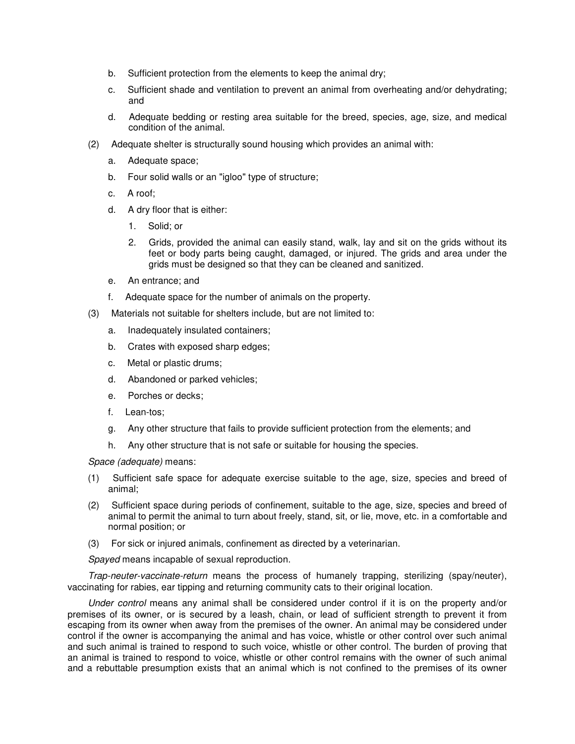b. Sufficient protection from the elements to keep the animal dry;

c. Sufficient shade and ventilation to prevent an animal from overheating and/or dehydrating; and

d. Adequate bedding or resting area suitable for the breed, species, age, size, and medical condition of the animal.

(2) Adequate shelter is structurally sound housing which provides an animal with:

a. Adequate space;

b. Four solid walls or an "igloo" type of structure;

c. A roof;

d. A dry floor that is either:

1. Solid; or

2. Grids, provided the animal can easily stand, walk, lay and sit on the grids without its feet or body parts being caught, damaged, or injured. The grids and area under the grids must be designed so that they can be cleaned and sanitized.

e. An entrance; and

f. Adequate space for the number of animals on the property.

(3) Materials not suitable for shelters include, but are not limited to:

a. Inadequately insulated containers;

b. Crates with exposed sharp edges;

c. Metal or plastic drums;

d. Abandoned or parked vehicles;

e. Porches or decks;

f. Lean-tos;

g. Any other structure that fails to provide sufficient protection from the elements; and

h. Any other structure that is not safe or suitable for housing the species.

*Space (adequate)* means:

(1) Sufficient safe space for adequate exercise suitable to the age, size, species and breed of animal;

(2) Sufficient space during periods of confinement, suitable to the age, size, species and breed of animal to permit the animal to turn about freely, stand, sit, or lie, move, etc. in a comfortable and normal position; or

(3) For sick or injured animals, confinement as directed by a veterinarian.

*Spayed* means incapable of sexual reproduction.

*Trap-neuter-vaccinate-return* means the process of humanely trapping, sterilizing (spay/neuter), vaccinating for rabies, ear tipping and returning community cats to their original location.

*Under control* means any animal shall be considered under control if it is on the property and/or premises of its owner, or is secured by a leash, chain, or lead of sufficient strength to prevent it from escaping from its owner when away from the premises of the owner. An animal may be considered under control if the owner is accompanying the animal and has voice, whistle or other control over such animal and such animal is trained to respond to such voice, whistle or other control. The burden of proving that an animal is trained to respond to voice, whistle or other control remains with the owner of such animal and a rebuttable presumption exists that an animal which is not confined to the premises of its owner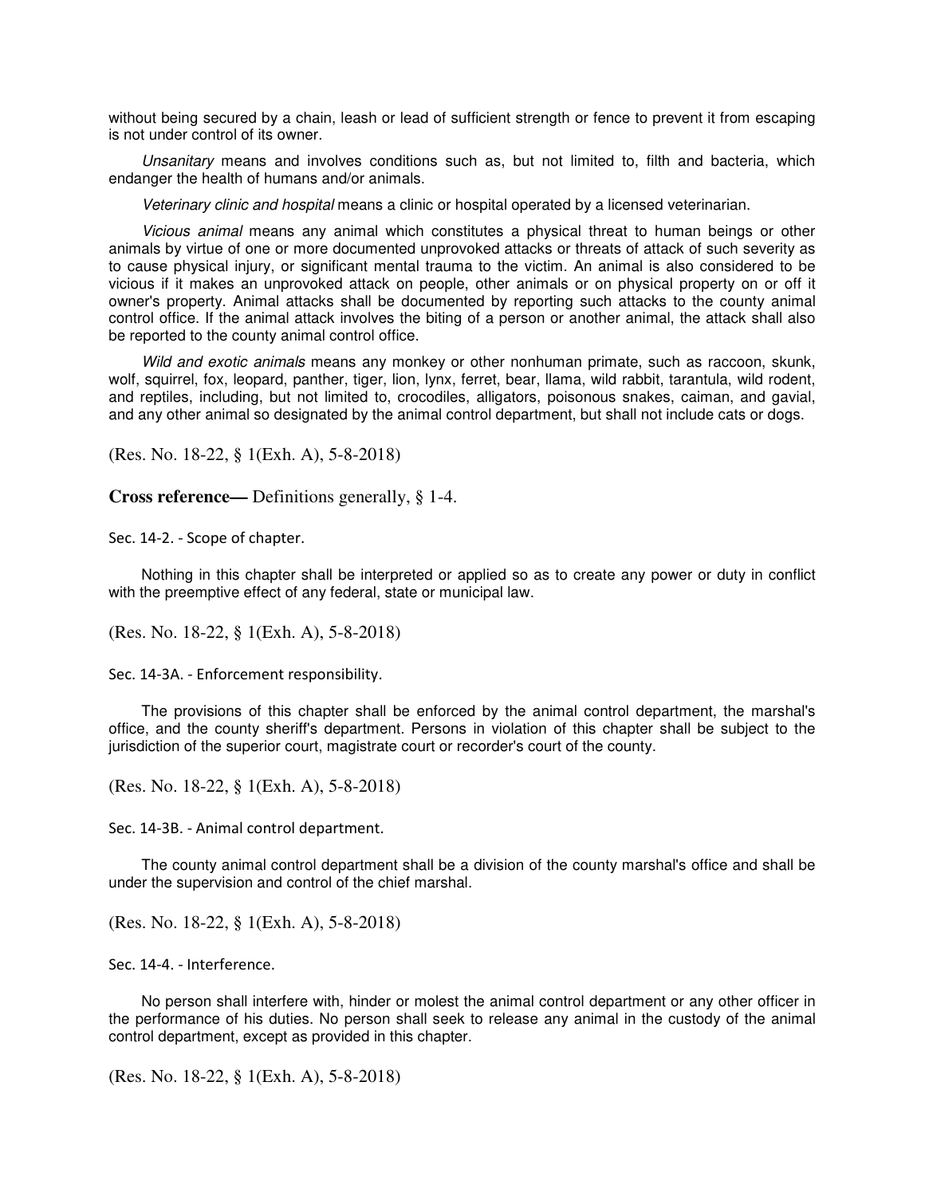without being secured by a chain, leash or lead of sufficient strength or fence to prevent it from escaping is not under control of its owner.

*Unsanitary* means and involves conditions such as, but not limited to, filth and bacteria, which endanger the health of humans and/or animals.

*Veterinary clinic and hospital* means a clinic or hospital operated by a licensed veterinarian.

*Vicious animal* means any animal which constitutes a physical threat to human beings or other animals by virtue of one or more documented unprovoked attacks or threats of attack of such severity as to cause physical injury, or significant mental trauma to the victim. An animal is also considered to be vicious if it makes an unprovoked attack on people, other animals or on physical property on or off it owner's property. Animal attacks shall be documented by reporting such attacks to the county animal control office. If the animal attack involves the biting of a person or another animal, the attack shall also be reported to the county animal control office.

*Wild and exotic animals* means any monkey or other nonhuman primate, such as raccoon, skunk, wolf, squirrel, fox, leopard, panther, tiger, lion, lynx, ferret, bear, llama, wild rabbit, tarantula, wild rodent, and reptiles, including, but not limited to, crocodiles, alligators, poisonous snakes, caiman, and gavial, and any other animal so designated by the animal control department, but shall not include cats or dogs.

(Res. No. 18-22, § 1(Exh. A), 5-8-2018)

**Cross reference—** Definitions generally, § 1-4.

Sec. 14-2. - Scope of chapter.

Nothing in this chapter shall be interpreted or applied so as to create any power or duty in conflict with the preemptive effect of any federal, state or municipal law.

(Res. No. 18-22, § 1(Exh. A), 5-8-2018)

Sec. 14-3A. - Enforcement responsibility.

The provisions of this chapter shall be enforced by the animal control department, the marshal's office, and the county sheriff's department. Persons in violation of this chapter shall be subject to the jurisdiction of the superior court, magistrate court or recorder's court of the county.

(Res. No. 18-22, § 1(Exh. A), 5-8-2018)

Sec. 14-3B. - Animal control department.

The county animal control department shall be a division of the county marshal's office and shall be under the supervision and control of the chief marshal.

(Res. No. 18-22, § 1(Exh. A), 5-8-2018)

Sec. 14-4. - Interference.

No person shall interfere with, hinder or molest the animal control department or any other officer in the performance of his duties. No person shall seek to release any animal in the custody of the animal control department, except as provided in this chapter.

(Res. No. 18-22, § 1(Exh. A), 5-8-2018)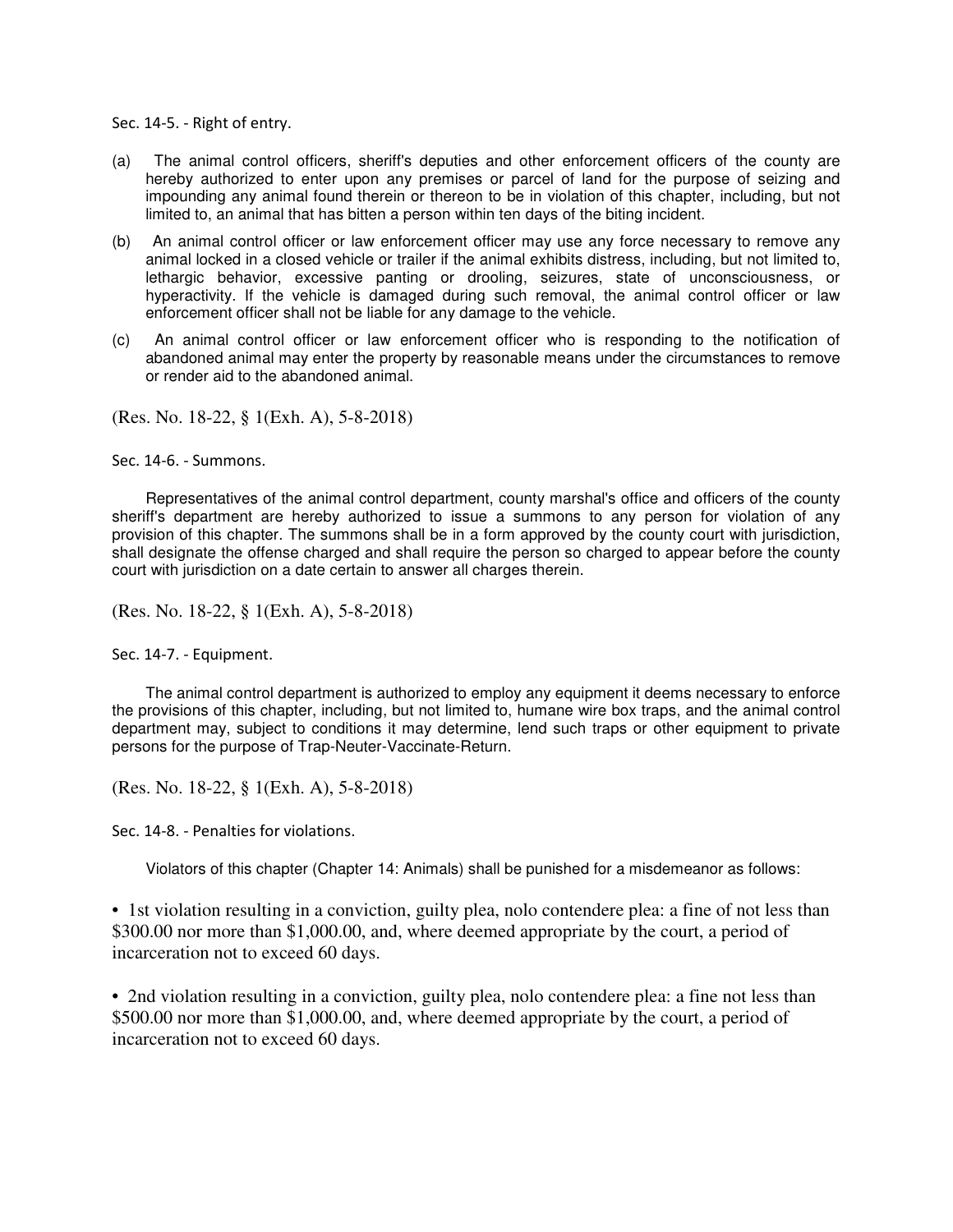### Sec. 14-5. - Right of entry.

(a) The animal control officers, sheriff's deputies and other enforcement officers of the county are hereby authorized to enter upon any premises or parcel of land for the purpose of seizing and impounding any animal found therein or thereon to be in violation of this chapter, including, but not limited to, an animal that has bitten a person within ten days of the biting incident.

(b) An animal control officer or law enforcement officer may use any force necessary to remove any animal locked in a closed vehicle or trailer if the animal exhibits distress, including, but not limited to, lethargic behavior, excessive panting or drooling, seizures, state of unconsciousness, or hyperactivity. If the vehicle is damaged during such removal, the animal control officer or law enforcement officer shall not be liable for any damage to the vehicle.

(c) An animal control officer or law enforcement officer who is responding to the notification of abandoned animal may enter the property by reasonable means under the circumstances to remove or render aid to the abandoned animal.

(Res. No. 18-22, § 1(Exh. A), 5-8-2018)

### Sec. 14-6. - Summons.

Representatives of the animal control department, county marshal's office and officers of the county sheriff's department are hereby authorized to issue a summons to any person for violation of any provision of this chapter. The summons shall be in a form approved by the county court with jurisdiction, shall designate the offense charged and shall require the person so charged to appear before the county court with jurisdiction on a date certain to answer all charges therein.

(Res. No. 18-22, § 1(Exh. A), 5-8-2018)

### Sec. 14-7. - Equipment.

The animal control department is authorized to employ any equipment it deems necessary to enforce the provisions of this chapter, including, but not limited to, humane wire box traps, and the animal control department may, subject to conditions it may determine, lend such traps or other equipment to private persons for the purpose of Trap-Neuter-Vaccinate-Return.

(Res. No. 18-22, § 1(Exh. A), 5-8-2018)

### Sec. 14-8. - Penalties for violations.

Violators of this chapter (Chapter 14: Animals) shall be punished for a misdemeanor as follows:

- 1st violation resulting in a conviction, guilty plea, nolo contendere plea: a fine of not less than $300.00 nor more than $1,000.00, and, where deemed appropriate by the court, a period of incarceration not to exceed 60 days.

- 2nd violation resulting in a conviction, guilty plea, nolo contendere plea: a fine not less than $500.00 nor more than $1,000.00, and, where deemed appropriate by the court, a period of incarceration not to exceed 60 days.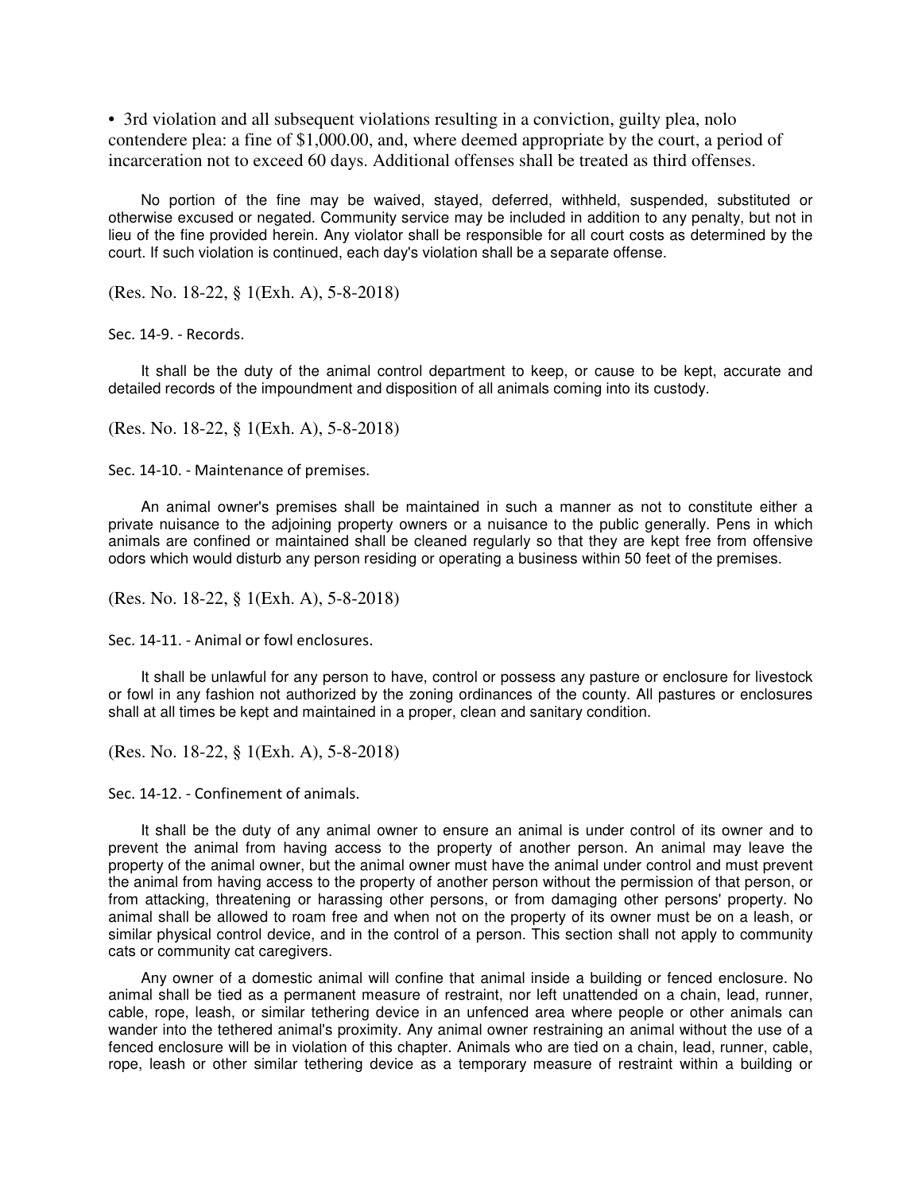- 3rd violation and all subsequent violations resulting in a conviction, guilty plea, nolo contendere plea: a fine of $1,000.00, and, where deemed appropriate by the court, a period of incarceration not to exceed 60 days. Additional offenses shall be treated as third offenses.

No portion of the fine may be waived, stayed, deferred, withheld, suspended, substituted or otherwise excused or negated. Community service may be included in addition to any penalty, but not in lieu of the fine provided herein. Any violator shall be responsible for all court costs as determined by the court. If such violation is continued, each day's violation shall be a separate offense.

(Res. No. 18-22, § 1(Exh. A), 5-8-2018)

Sec. 14-9. - Records.

It shall be the duty of the animal control department to keep, or cause to be kept, accurate and detailed records of the impoundment and disposition of all animals coming into its custody.

(Res. No. 18-22, § 1(Exh. A), 5-8-2018)

Sec. 14-10. - Maintenance of premises.

An animal owner's premises shall be maintained in such a manner as not to constitute either a private nuisance to the adjoining property owners or a nuisance to the public generally. Pens in which animals are confined or maintained shall be cleaned regularly so that they are kept free from offensive odors which would disturb any person residing or operating a business within 50 feet of the premises.

(Res. No. 18-22, § 1(Exh. A), 5-8-2018)

Sec. 14-11. - Animal or fowl enclosures.

It shall be unlawful for any person to have, control or possess any pasture or enclosure for livestock or fowl in any fashion not authorized by the zoning ordinances of the county. All pastures or enclosures shall at all times be kept and maintained in a proper, clean and sanitary condition.

(Res. No. 18-22, § 1(Exh. A), 5-8-2018)

Sec. 14-12. - Confinement of animals.

It shall be the duty of any animal owner to ensure an animal is under control of its owner and to prevent the animal from having access to the property of another person. An animal may leave the property of the animal owner, but the animal owner must have the animal under control and must prevent the animal from having access to the property of another person without the permission of that person, or from attacking, threatening or harassing other persons, or from damaging other persons' property. No animal shall be allowed to roam free and when not on the property of its owner must be on a leash, or similar physical control device, and in the control of a person. This section shall not apply to community cats or community cat caregivers.

Any owner of a domestic animal will confine that animal inside a building or fenced enclosure. No animal shall be tied as a permanent measure of restraint, nor left unattended on a chain, lead, runner, cable, rope, leash, or similar tethering device in an unfenced area where people or other animals can wander into the tethered animal's proximity. Any animal owner restraining an animal without the use of a fenced enclosure will be in violation of this chapter. Animals who are tied on a chain, lead, runner, cable, rope, leash or other similar tethering device as a temporary measure of restraint within a building or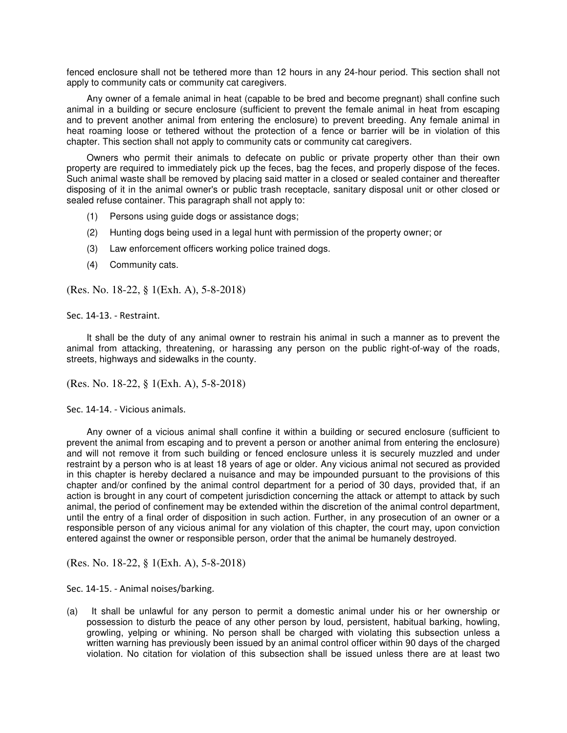fenced enclosure shall not be tethered more than 12 hours in any 24-hour period. This section shall not apply to community cats or community cat caregivers.

Any owner of a female animal in heat (capable to be bred and become pregnant) shall confine such animal in a building or secure enclosure (sufficient to prevent the female animal in heat from escaping and to prevent another animal from entering the enclosure) to prevent breeding. Any female animal in heat roaming loose or tethered without the protection of a fence or barrier will be in violation of this chapter. This section shall not apply to community cats or community cat caregivers.

Owners who permit their animals to defecate on public or private property other than their own property are required to immediately pick up the feces, bag the feces, and properly dispose of the feces. Such animal waste shall be removed by placing said matter in a closed or sealed container and thereafter disposing of it in the animal owner's or public trash receptacle, sanitary disposal unit or other closed or sealed refuse container. This paragraph shall not apply to:

(1) Persons using guide dogs or assistance dogs;

(2) Hunting dogs being used in a legal hunt with permission of the property owner; or

(3) Law enforcement officers working police trained dogs.

(4) Community cats.

(Res. No. 18-22, § 1(Exh. A), 5-8-2018)

Sec. 14-13. - Restraint.

It shall be the duty of any animal owner to restrain his animal in such a manner as to prevent the animal from attacking, threatening, or harassing any person on the public right-of-way of the roads, streets, highways and sidewalks in the county.

(Res. No. 18-22, § 1(Exh. A), 5-8-2018)

Sec. 14-14. - Vicious animals.

Any owner of a vicious animal shall confine it within a building or secured enclosure (sufficient to prevent the animal from escaping and to prevent a person or another animal from entering the enclosure) and will not remove it from such building or fenced enclosure unless it is securely muzzled and under restraint by a person who is at least 18 years of age or older. Any vicious animal not secured as provided in this chapter is hereby declared a nuisance and may be impounded pursuant to the provisions of this chapter and/or confined by the animal control department for a period of 30 days, provided that, if an action is brought in any court of competent jurisdiction concerning the attack or attempt to attack by such animal, the period of confinement may be extended within the discretion of the animal control department, until the entry of a final order of disposition in such action. Further, in any prosecution of an owner or a responsible person of any vicious animal for any violation of this chapter, the court may, upon conviction entered against the owner or responsible person, order that the animal be humanely destroyed.

(Res. No. 18-22, § 1(Exh. A), 5-8-2018)

Sec. 14-15. - Animal noises/barking.

(a) It shall be unlawful for any person to permit a domestic animal under his or her ownership or possession to disturb the peace of any other person by loud, persistent, habitual barking, howling, growling, yelping or whining. No person shall be charged with violating this subsection unless a written warning has previously been issued by an animal control officer within 90 days of the charged violation. No citation for violation of this subsection shall be issued unless there are at least two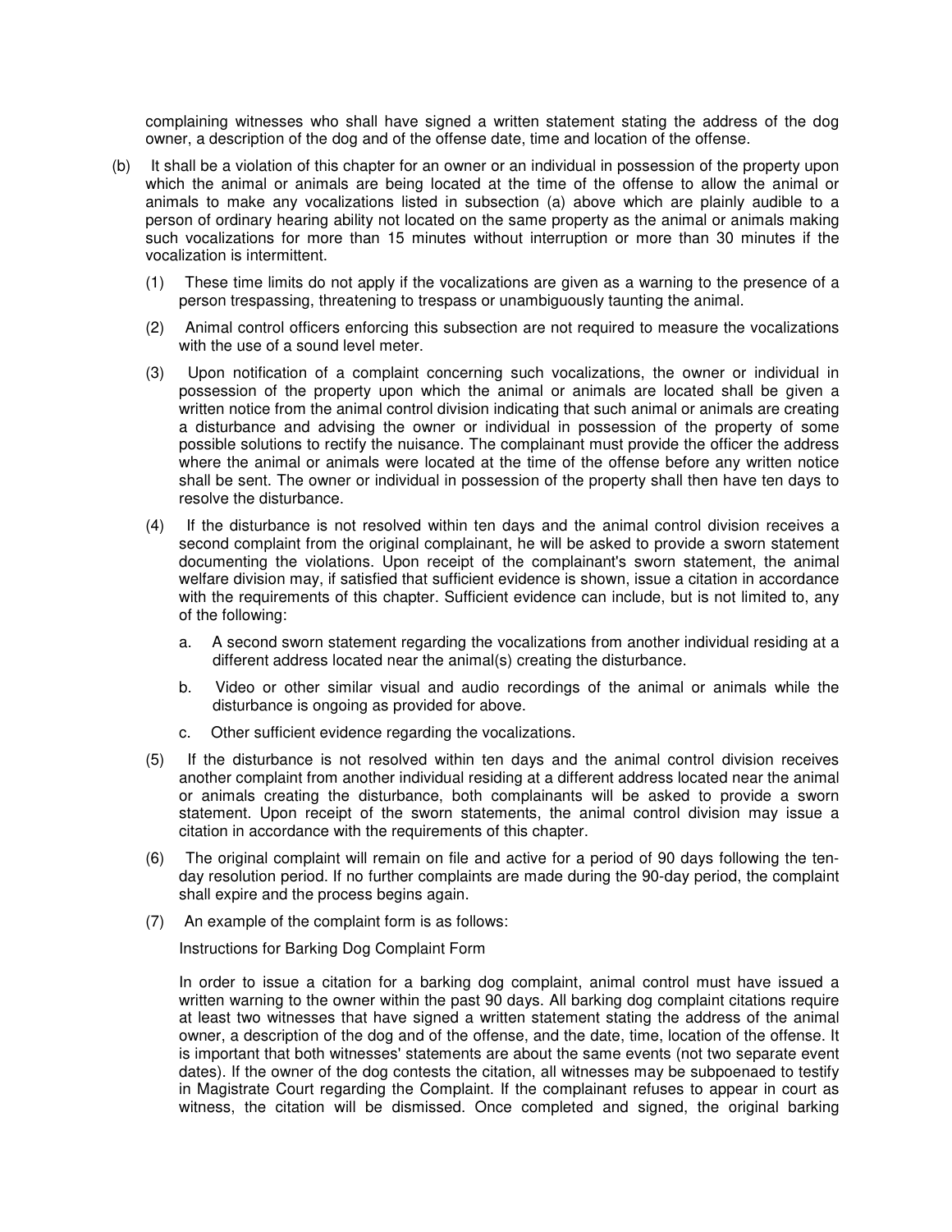complaining witnesses who shall have signed a written statement stating the address of the dog owner, a description of the dog and of the offense date, time and location of the offense.

(b) It shall be a violation of this chapter for an owner or an individual in possession of the property upon which the animal or animals are being located at the time of the offense to allow the animal or animals to make any vocalizations listed in subsection (a) above which are plainly audible to a person of ordinary hearing ability not located on the same property as the animal or animals making such vocalizations for more than 15 minutes without interruption or more than 30 minutes if the vocalization is intermittent.

   (1) These time limits do not apply if the vocalizations are given as a warning to the presence of a person trespassing, threatening to trespass or unambiguously taunting the animal.

   (2) Animal control officers enforcing this subsection are not required to measure the vocalizations with the use of a sound level meter.

   (3) Upon notification of a complaint concerning such vocalizations, the owner or individual in possession of the property upon which the animal or animals are located shall be given a written notice from the animal control division indicating that such animal or animals are creating a disturbance and advising the owner or individual in possession of the property of some possible solutions to rectify the nuisance. The complainant must provide the officer the address where the animal or animals were located at the time of the offense before any written notice shall be sent. The owner or individual in possession of the property shall then have ten days to resolve the disturbance.

   (4) If the disturbance is not resolved within ten days and the animal control division receives a second complaint from the original complainant, he will be asked to provide a sworn statement documenting the violations. Upon receipt of the complainant's sworn statement, the animal welfare division may, if satisfied that sufficient evidence is shown, issue a citation in accordance with the requirements of this chapter. Sufficient evidence can include, but is not limited to, any of the following:

      a. A second sworn statement regarding the vocalizations from another individual residing at a different address located near the animal(s) creating the disturbance.

      b. Video or other similar visual and audio recordings of the animal or animals while the disturbance is ongoing as provided for above.

      c. Other sufficient evidence regarding the vocalizations.

   (5) If the disturbance is not resolved within ten days and the animal control division receives another complaint from another individual residing at a different address located near the animal or animals creating the disturbance, both complainants will be asked to provide a sworn statement. Upon receipt of the sworn statements, the animal control division may issue a citation in accordance with the requirements of this chapter.

   (6) The original complaint will remain on file and active for a period of 90 days following the ten-day resolution period. If no further complaints are made during the 90-day period, the complaint shall expire and the process begins again.

   (7) An example of the complaint form is as follows:

   Instructions for Barking Dog Complaint Form

   In order to issue a citation for a barking dog complaint, animal control must have issued a written warning to the owner within the past 90 days. All barking dog complaint citations require at least two witnesses that have signed a written statement stating the address of the animal owner, a description of the dog and of the offense, and the date, time, location of the offense. It is important that both witnesses' statements are about the same events (not two separate event dates). If the owner of the dog contests the citation, all witnesses may be subpoenaed to testify in Magistrate Court regarding the Complaint. If the complainant refuses to appear in court as witness, the citation will be dismissed. Once completed and signed, the original barking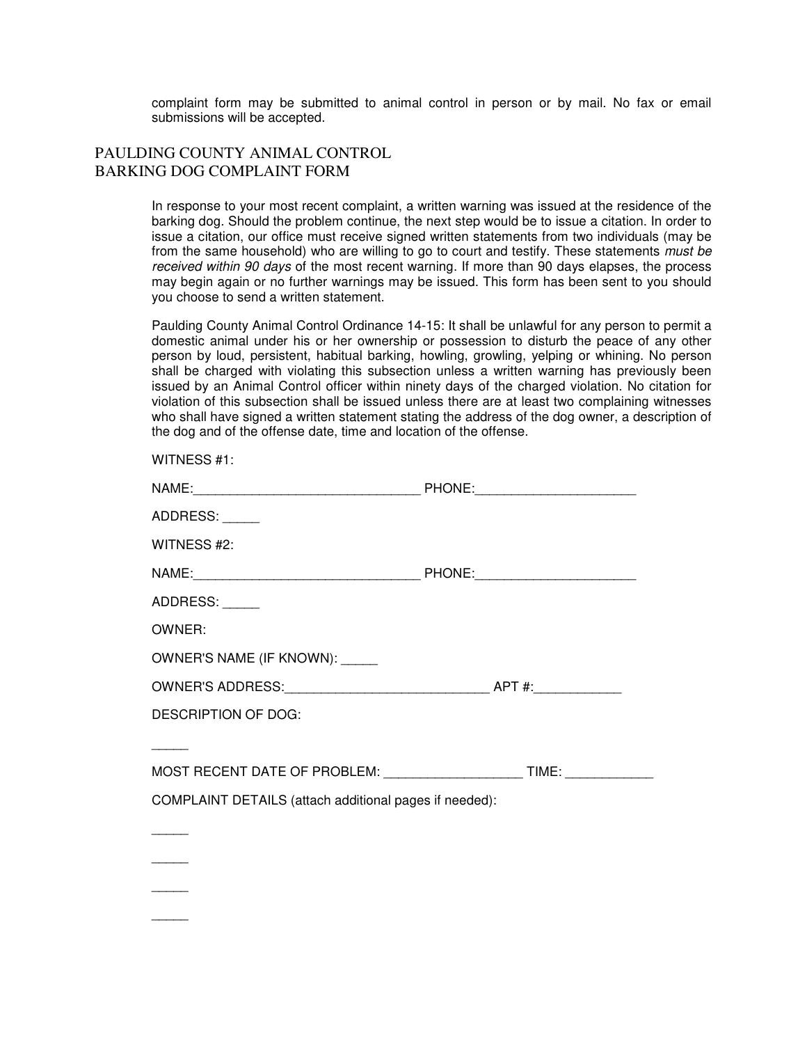complaint form may be submitted to animal control in person or by mail. No fax or email submissions will be accepted.

# PAULDING COUNTY ANIMAL CONTROL
# BARKING DOG COMPLAINT FORM

In response to your most recent complaint, a written warning was issued at the residence of the barking dog. Should the problem continue, the next step would be to issue a citation. In order to issue a citation, our office must receive signed written statements from two individuals (may be from the same household) who are willing to go to court and testify. These statements *must be received within 90 days* of the most recent warning. If more than 90 days elapses, the process may begin again or no further warnings may be issued. This form has been sent to you should you choose to send a written statement.

Paulding County Animal Control Ordinance 14-15: It shall be unlawful for any person to permit a domestic animal under his or her ownership or possession to disturb the peace of any other person by loud, persistent, habitual barking, howling, growling, yelping or whining. No person shall be charged with violating this subsection unless a written warning has previously been issued by an Animal Control officer within ninety days of the charged violation. No citation for violation of this subsection shall be issued unless there are at least two complaining witnesses who shall have signed a written statement stating the address of the dog owner, a description of the dog and of the offense date, time and location of the offense.

WITNESS #1:

NAME:_______________________________ PHONE:_____________________

ADDRESS: _____

WITNESS #2:

NAME:_______________________________ PHONE:_____________________

ADDRESS: _____

OWNER:

OWNER'S NAME (IF KNOWN): _____

OWNER'S ADDRESS:___________________________ APT #:___________

DESCRIPTION OF DOG:

_____

MOST RECENT DATE OF PROBLEM: __________________ TIME: ___________

COMPLAINT DETAILS (attach additional pages if needed):

_____

_____

_____

_____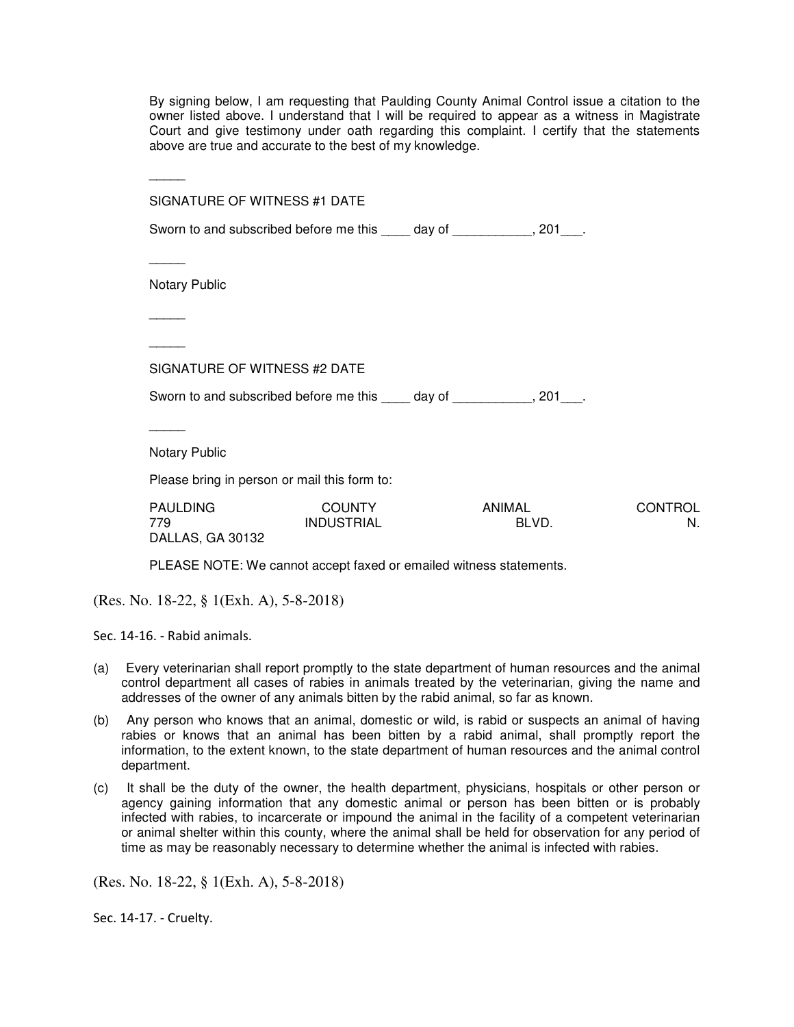By signing below, I am requesting that Paulding County Animal Control issue a citation to the owner listed above. I understand that I will be required to appear as a witness in Magistrate Court and give testimony under oath regarding this complaint. I certify that the statements above are true and accurate to the best of my knowledge.

_____

SIGNATURE OF WITNESS #1 DATE

Sworn to and subscribed before me this ____ day of ___________, 201___.

_____

Notary Public

_____

_____

SIGNATURE OF WITNESS #2 DATE

Sworn to and subscribed before me this ____ day of ___________, 201___.

_____

Notary Public

Please bring in person or mail this form to:

PAULDING COUNTY ANIMAL CONTROL
779 INDUSTRIAL BLVD. N.
DALLAS, GA 30132

PLEASE NOTE: We cannot accept faxed or emailed witness statements.

(Res. No. 18-22, § 1(Exh. A), 5-8-2018)

Sec. 14-16. - Rabid animals.

(a) Every veterinarian shall report promptly to the state department of human resources and the animal control department all cases of rabies in animals treated by the veterinarian, giving the name and addresses of the owner of any animals bitten by the rabid animal, so far as known.

(b) Any person who knows that an animal, domestic or wild, is rabid or suspects an animal of having rabies or knows that an animal has been bitten by a rabid animal, shall promptly report the information, to the extent known, to the state department of human resources and the animal control department.

(c) It shall be the duty of the owner, the health department, physicians, hospitals or other person or agency gaining information that any domestic animal or person has been bitten or is probably infected with rabies, to incarcerate or impound the animal in the facility of a competent veterinarian or animal shelter within this county, where the animal shall be held for observation for any period of time as may be reasonably necessary to determine whether the animal is infected with rabies.

(Res. No. 18-22, § 1(Exh. A), 5-8-2018)

Sec. 14-17. - Cruelty.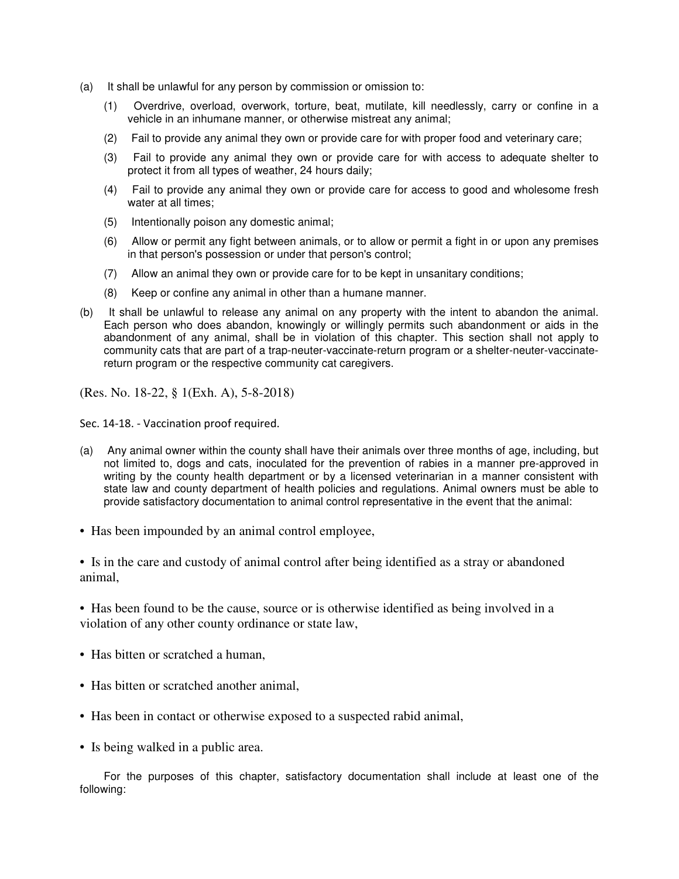(a) It shall be unlawful for any person by commission or omission to:

(1) Overdrive, overload, overwork, torture, beat, mutilate, kill needlessly, carry or confine in a vehicle in an inhumane manner, or otherwise mistreat any animal;

(2) Fail to provide any animal they own or provide care for with proper food and veterinary care;

(3) Fail to provide any animal they own or provide care for with access to adequate shelter to protect it from all types of weather, 24 hours daily;

(4) Fail to provide any animal they own or provide care for access to good and wholesome fresh water at all times;

(5) Intentionally poison any domestic animal;

(6) Allow or permit any fight between animals, or to allow or permit a fight in or upon any premises in that person's possession or under that person's control;

(7) Allow an animal they own or provide care for to be kept in unsanitary conditions;

(8) Keep or confine any animal in other than a humane manner.

(b) It shall be unlawful to release any animal on any property with the intent to abandon the animal. Each person who does abandon, knowingly or willingly permits such abandonment or aids in the abandonment of any animal, shall be in violation of this chapter. This section shall not apply to community cats that are part of a trap-neuter-vaccinate-return program or a shelter-neuter-vaccinate-return program or the respective community cat caregivers.

(Res. No. 18-22, § 1(Exh. A), 5-8-2018)

Sec. 14-18. - Vaccination proof required.

(a) Any animal owner within the county shall have their animals over three months of age, including, but not limited to, dogs and cats, inoculated for the prevention of rabies in a manner pre-approved in writing by the county health department or by a licensed veterinarian in a manner consistent with state law and county department of health policies and regulations. Animal owners must be able to provide satisfactory documentation to animal control representative in the event that the animal:

- Has been impounded by an animal control employee,
- Is in the care and custody of animal control after being identified as a stray or abandoned animal,
- Has been found to be the cause, source or is otherwise identified as being involved in a violation of any other county ordinance or state law,
- Has bitten or scratched a human,
- Has bitten or scratched another animal,
- Has been in contact or otherwise exposed to a suspected rabid animal,
- Is being walked in a public area.

For the purposes of this chapter, satisfactory documentation shall include at least one of the following: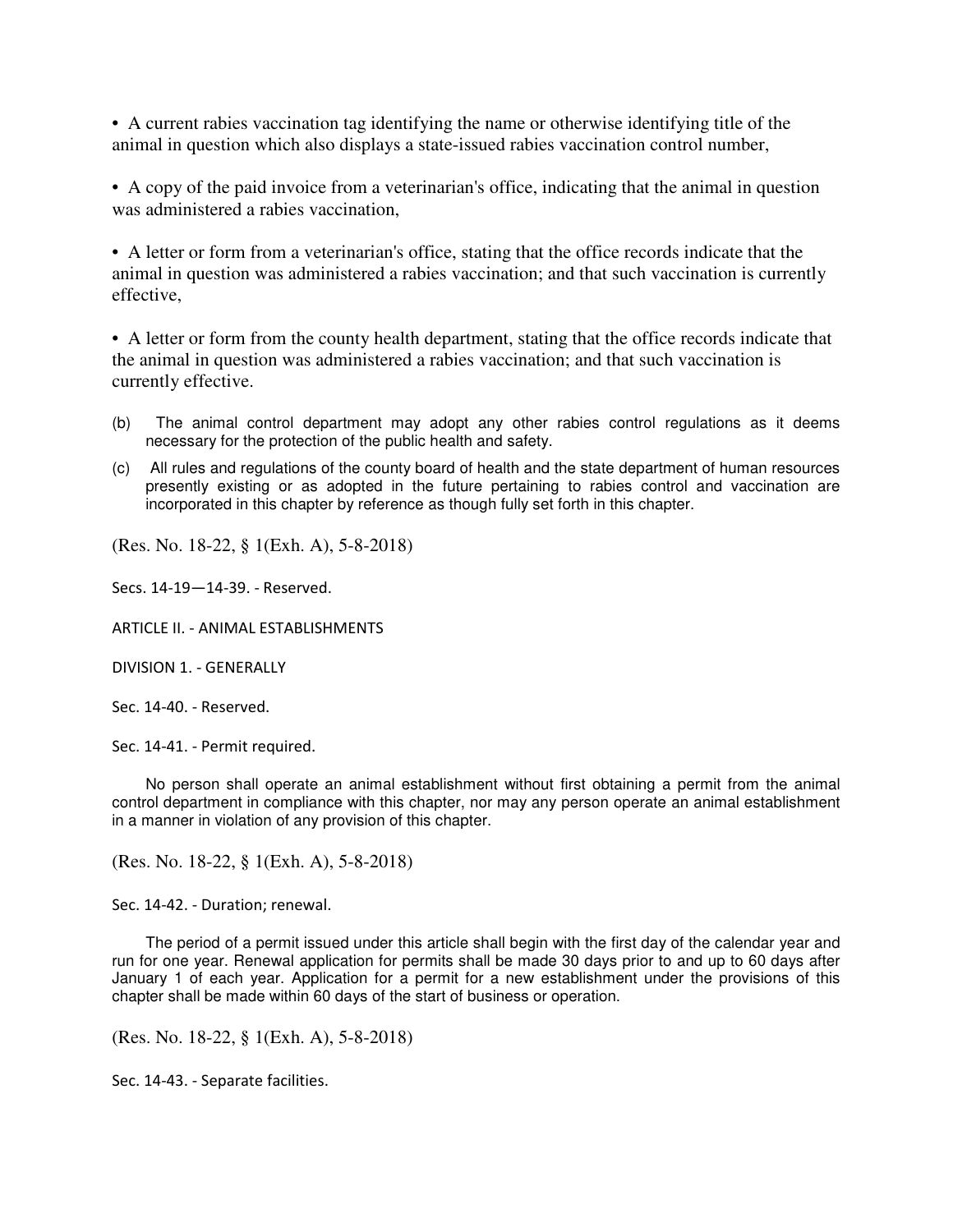- A current rabies vaccination tag identifying the name or otherwise identifying title of the animal in question which also displays a state-issued rabies vaccination control number,

- A copy of the paid invoice from a veterinarian's office, indicating that the animal in question was administered a rabies vaccination,

- A letter or form from a veterinarian's office, stating that the office records indicate that the animal in question was administered a rabies vaccination; and that such vaccination is currently effective,

- A letter or form from the county health department, stating that the office records indicate that the animal in question was administered a rabies vaccination; and that such vaccination is currently effective.

(b) The animal control department may adopt any other rabies control regulations as it deems necessary for the protection of the public health and safety.

(c) All rules and regulations of the county board of health and the state department of human resources presently existing or as adopted in the future pertaining to rabies control and vaccination are incorporated in this chapter by reference as though fully set forth in this chapter.

(Res. No. 18-22, § 1(Exh. A), 5-8-2018)

Secs. 14-19—14-39. - Reserved.

ARTICLE II. - ANIMAL ESTABLISHMENTS

DIVISION 1. - GENERALLY

Sec. 14-40. - Reserved.

Sec. 14-41. - Permit required.

No person shall operate an animal establishment without first obtaining a permit from the animal control department in compliance with this chapter, nor may any person operate an animal establishment in a manner in violation of any provision of this chapter.

(Res. No. 18-22, § 1(Exh. A), 5-8-2018)

Sec. 14-42. - Duration; renewal.

The period of a permit issued under this article shall begin with the first day of the calendar year and run for one year. Renewal application for permits shall be made 30 days prior to and up to 60 days after January 1 of each year. Application for a permit for a new establishment under the provisions of this chapter shall be made within 60 days of the start of business or operation.

(Res. No. 18-22, § 1(Exh. A), 5-8-2018)

Sec. 14-43. - Separate facilities.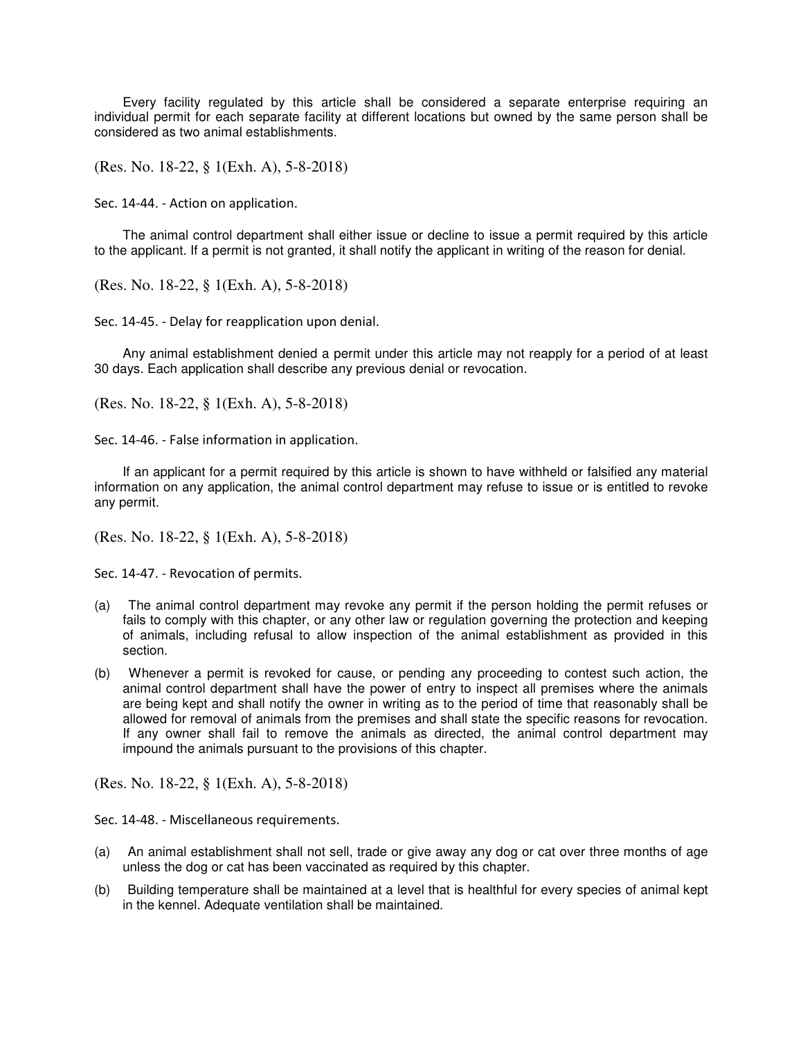Every facility regulated by this article shall be considered a separate enterprise requiring an individual permit for each separate facility at different locations but owned by the same person shall be considered as two animal establishments.

(Res. No. 18-22, § 1(Exh. A), 5-8-2018)

Sec. 14-44. - Action on application.

The animal control department shall either issue or decline to issue a permit required by this article to the applicant. If a permit is not granted, it shall notify the applicant in writing of the reason for denial.

(Res. No. 18-22, § 1(Exh. A), 5-8-2018)

Sec. 14-45. - Delay for reapplication upon denial.

Any animal establishment denied a permit under this article may not reapply for a period of at least 30 days. Each application shall describe any previous denial or revocation.

(Res. No. 18-22, § 1(Exh. A), 5-8-2018)

Sec. 14-46. - False information in application.

If an applicant for a permit required by this article is shown to have withheld or falsified any material information on any application, the animal control department may refuse to issue or is entitled to revoke any permit.

(Res. No. 18-22, § 1(Exh. A), 5-8-2018)

Sec. 14-47. - Revocation of permits.

(a) The animal control department may revoke any permit if the person holding the permit refuses or fails to comply with this chapter, or any other law or regulation governing the protection and keeping of animals, including refusal to allow inspection of the animal establishment as provided in this section.

(b) Whenever a permit is revoked for cause, or pending any proceeding to contest such action, the animal control department shall have the power of entry to inspect all premises where the animals are being kept and shall notify the owner in writing as to the period of time that reasonably shall be allowed for removal of animals from the premises and shall state the specific reasons for revocation. If any owner shall fail to remove the animals as directed, the animal control department may impound the animals pursuant to the provisions of this chapter.

(Res. No. 18-22, § 1(Exh. A), 5-8-2018)

Sec. 14-48. - Miscellaneous requirements.

(a) An animal establishment shall not sell, trade or give away any dog or cat over three months of age unless the dog or cat has been vaccinated as required by this chapter.

(b) Building temperature shall be maintained at a level that is healthful for every species of animal kept in the kennel. Adequate ventilation shall be maintained.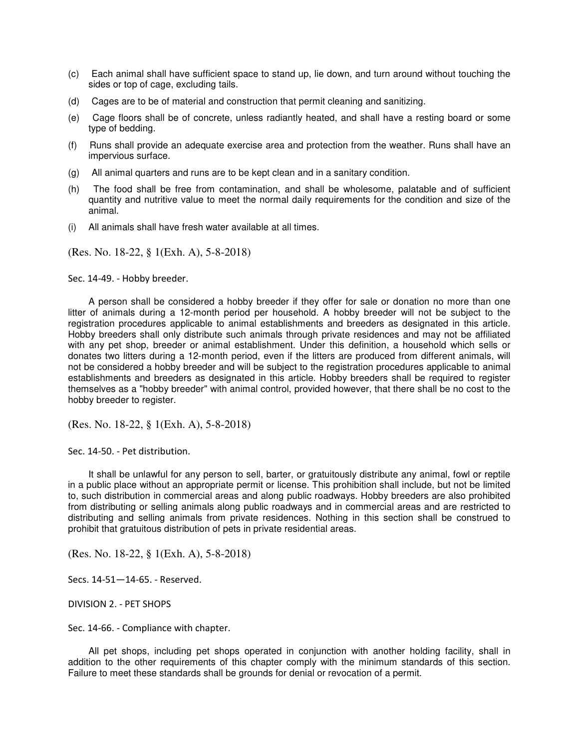(c) Each animal shall have sufficient space to stand up, lie down, and turn around without touching the sides or top of cage, excluding tails.

(d) Cages are to be of material and construction that permit cleaning and sanitizing.

(e) Cage floors shall be of concrete, unless radiantly heated, and shall have a resting board or some type of bedding.

(f) Runs shall provide an adequate exercise area and protection from the weather. Runs shall have an impervious surface.

(g) All animal quarters and runs are to be kept clean and in a sanitary condition.

(h) The food shall be free from contamination, and shall be wholesome, palatable and of sufficient quantity and nutritive value to meet the normal daily requirements for the condition and size of the animal.

(i) All animals shall have fresh water available at all times.

(Res. No. 18-22, § 1(Exh. A), 5-8-2018)

Sec. 14-49. - Hobby breeder.

A person shall be considered a hobby breeder if they offer for sale or donation no more than one litter of animals during a 12-month period per household. A hobby breeder will not be subject to the registration procedures applicable to animal establishments and breeders as designated in this article. Hobby breeders shall only distribute such animals through private residences and may not be affiliated with any pet shop, breeder or animal establishment. Under this definition, a household which sells or donates two litters during a 12-month period, even if the litters are produced from different animals, will not be considered a hobby breeder and will be subject to the registration procedures applicable to animal establishments and breeders as designated in this article. Hobby breeders shall be required to register themselves as a "hobby breeder" with animal control, provided however, that there shall be no cost to the hobby breeder to register.

(Res. No. 18-22, § 1(Exh. A), 5-8-2018)

Sec. 14-50. - Pet distribution.

It shall be unlawful for any person to sell, barter, or gratuitously distribute any animal, fowl or reptile in a public place without an appropriate permit or license. This prohibition shall include, but not be limited to, such distribution in commercial areas and along public roadways. Hobby breeders are also prohibited from distributing or selling animals along public roadways and in commercial areas and are restricted to distributing and selling animals from private residences. Nothing in this section shall be construed to prohibit that gratuitous distribution of pets in private residential areas.

(Res. No. 18-22, § 1(Exh. A), 5-8-2018)

Secs. 14-51—14-65. - Reserved.

DIVISION 2. - PET SHOPS

Sec. 14-66. - Compliance with chapter.

All pet shops, including pet shops operated in conjunction with another holding facility, shall in addition to the other requirements of this chapter comply with the minimum standards of this section. Failure to meet these standards shall be grounds for denial or revocation of a permit.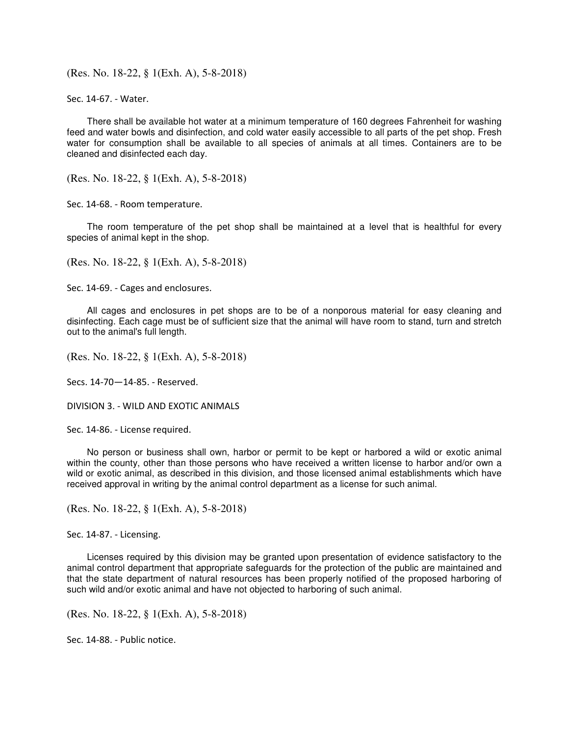(Res. No. 18-22, § 1(Exh. A), 5-8-2018)

Sec. 14-67. - Water.

There shall be available hot water at a minimum temperature of 160 degrees Fahrenheit for washing feed and water bowls and disinfection, and cold water easily accessible to all parts of the pet shop. Fresh water for consumption shall be available to all species of animals at all times. Containers are to be cleaned and disinfected each day.

(Res. No. 18-22, § 1(Exh. A), 5-8-2018)

Sec. 14-68. - Room temperature.

The room temperature of the pet shop shall be maintained at a level that is healthful for every species of animal kept in the shop.

(Res. No. 18-22, § 1(Exh. A), 5-8-2018)

Sec. 14-69. - Cages and enclosures.

All cages and enclosures in pet shops are to be of a nonporous material for easy cleaning and disinfecting. Each cage must be of sufficient size that the animal will have room to stand, turn and stretch out to the animal's full length.

(Res. No. 18-22, § 1(Exh. A), 5-8-2018)

Secs. 14-70—14-85. - Reserved.

DIVISION 3. - WILD AND EXOTIC ANIMALS

Sec. 14-86. - License required.

No person or business shall own, harbor or permit to be kept or harbored a wild or exotic animal within the county, other than those persons who have received a written license to harbor and/or own a wild or exotic animal, as described in this division, and those licensed animal establishments which have received approval in writing by the animal control department as a license for such animal.

(Res. No. 18-22, § 1(Exh. A), 5-8-2018)

Sec. 14-87. - Licensing.

Licenses required by this division may be granted upon presentation of evidence satisfactory to the animal control department that appropriate safeguards for the protection of the public are maintained and that the state department of natural resources has been properly notified of the proposed harboring of such wild and/or exotic animal and have not objected to harboring of such animal.

(Res. No. 18-22, § 1(Exh. A), 5-8-2018)

Sec. 14-88. - Public notice.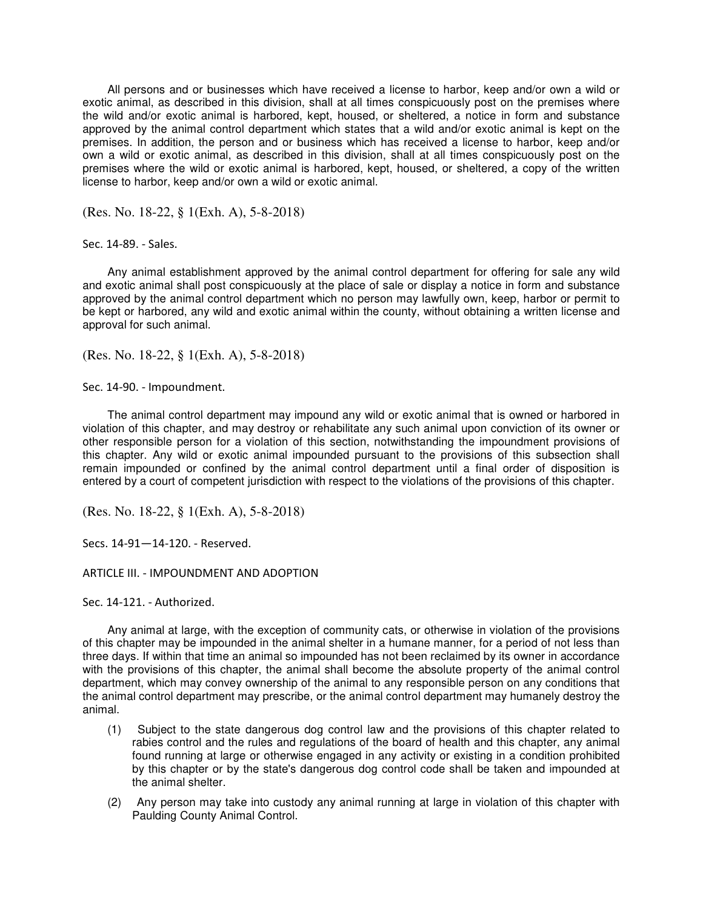All persons and or businesses which have received a license to harbor, keep and/or own a wild or exotic animal, as described in this division, shall at all times conspicuously post on the premises where the wild and/or exotic animal is harbored, kept, housed, or sheltered, a notice in form and substance approved by the animal control department which states that a wild and/or exotic animal is kept on the premises. In addition, the person and or business which has received a license to harbor, keep and/or own a wild or exotic animal, as described in this division, shall at all times conspicuously post on the premises where the wild or exotic animal is harbored, kept, housed, or sheltered, a copy of the written license to harbor, keep and/or own a wild or exotic animal.

(Res. No. 18-22, § 1(Exh. A), 5-8-2018)

Sec. 14-89. - Sales.

Any animal establishment approved by the animal control department for offering for sale any wild and exotic animal shall post conspicuously at the place of sale or display a notice in form and substance approved by the animal control department which no person may lawfully own, keep, harbor or permit to be kept or harbored, any wild and exotic animal within the county, without obtaining a written license and approval for such animal.

(Res. No. 18-22, § 1(Exh. A), 5-8-2018)

Sec. 14-90. - Impoundment.

The animal control department may impound any wild or exotic animal that is owned or harbored in violation of this chapter, and may destroy or rehabilitate any such animal upon conviction of its owner or other responsible person for a violation of this section, notwithstanding the impoundment provisions of this chapter. Any wild or exotic animal impounded pursuant to the provisions of this subsection shall remain impounded or confined by the animal control department until a final order of disposition is entered by a court of competent jurisdiction with respect to the violations of the provisions of this chapter.

(Res. No. 18-22, § 1(Exh. A), 5-8-2018)

Secs. 14-91—14-120. - Reserved.

ARTICLE III. - IMPOUNDMENT AND ADOPTION

Sec. 14-121. - Authorized.

Any animal at large, with the exception of community cats, or otherwise in violation of the provisions of this chapter may be impounded in the animal shelter in a humane manner, for a period of not less than three days. If within that time an animal so impounded has not been reclaimed by its owner in accordance with the provisions of this chapter, the animal shall become the absolute property of the animal control department, which may convey ownership of the animal to any responsible person on any conditions that the animal control department may prescribe, or the animal control department may humanely destroy the animal.

(1) Subject to the state dangerous dog control law and the provisions of this chapter related to rabies control and the rules and regulations of the board of health and this chapter, any animal found running at large or otherwise engaged in any activity or existing in a condition prohibited by this chapter or by the state's dangerous dog control code shall be taken and impounded at the animal shelter.

(2) Any person may take into custody any animal running at large in violation of this chapter with Paulding County Animal Control.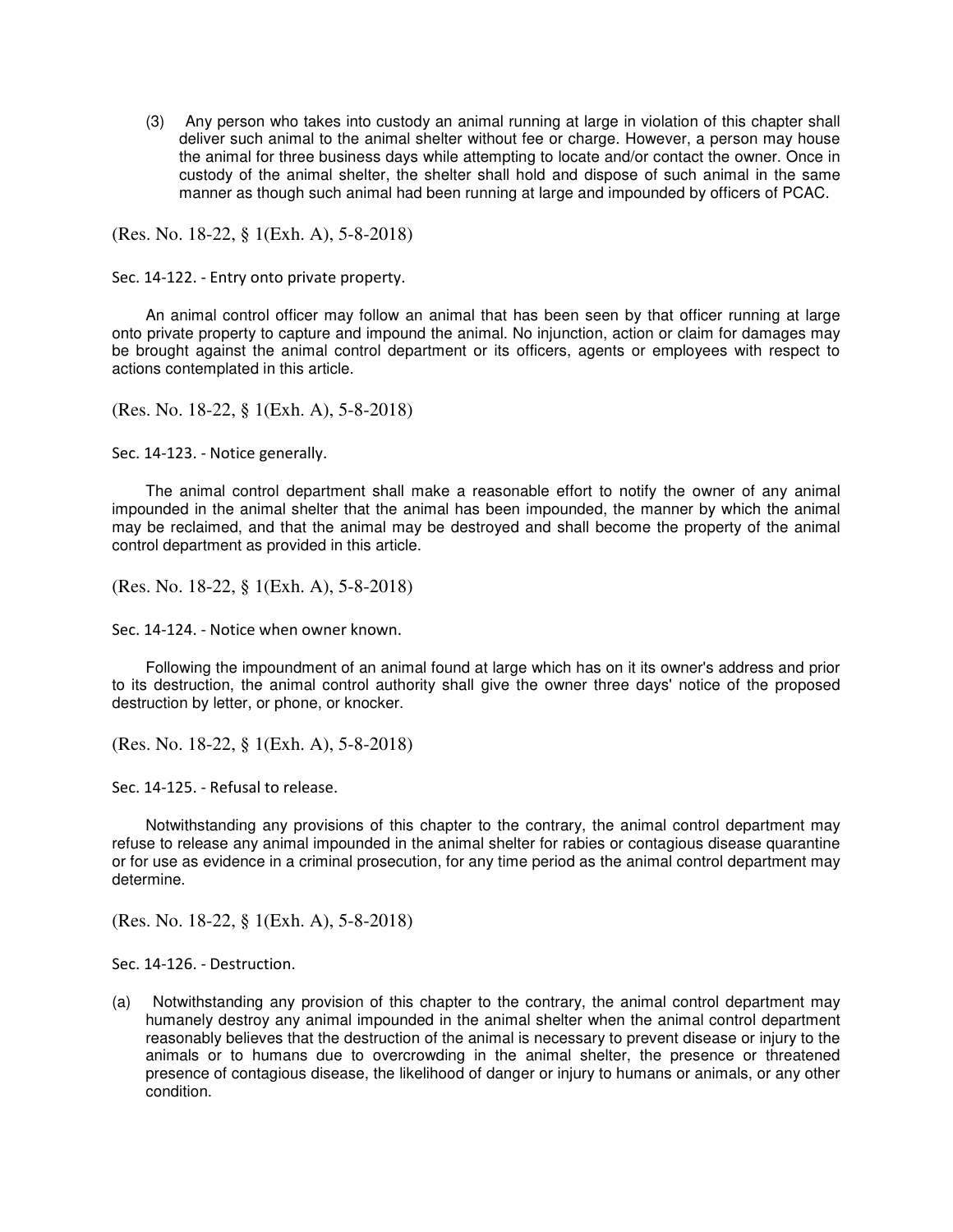(3) Any person who takes into custody an animal running at large in violation of this chapter shall deliver such animal to the animal shelter without fee or charge. However, a person may house the animal for three business days while attempting to locate and/or contact the owner. Once in custody of the animal shelter, the shelter shall hold and dispose of such animal in the same manner as though such animal had been running at large and impounded by officers of PCAC.

(Res. No. 18-22, § 1(Exh. A), 5-8-2018)

Sec. 14-122. - Entry onto private property.

An animal control officer may follow an animal that has been seen by that officer running at large onto private property to capture and impound the animal. No injunction, action or claim for damages may be brought against the animal control department or its officers, agents or employees with respect to actions contemplated in this article.

(Res. No. 18-22, § 1(Exh. A), 5-8-2018)

Sec. 14-123. - Notice generally.

The animal control department shall make a reasonable effort to notify the owner of any animal impounded in the animal shelter that the animal has been impounded, the manner by which the animal may be reclaimed, and that the animal may be destroyed and shall become the property of the animal control department as provided in this article.

(Res. No. 18-22, § 1(Exh. A), 5-8-2018)

Sec. 14-124. - Notice when owner known.

Following the impoundment of an animal found at large which has on it its owner's address and prior to its destruction, the animal control authority shall give the owner three days' notice of the proposed destruction by letter, or phone, or knocker.

(Res. No. 18-22, § 1(Exh. A), 5-8-2018)

Sec. 14-125. - Refusal to release.

Notwithstanding any provisions of this chapter to the contrary, the animal control department may refuse to release any animal impounded in the animal shelter for rabies or contagious disease quarantine or for use as evidence in a criminal prosecution, for any time period as the animal control department may determine.

(Res. No. 18-22, § 1(Exh. A), 5-8-2018)

Sec. 14-126. - Destruction.

(a) Notwithstanding any provision of this chapter to the contrary, the animal control department may humanely destroy any animal impounded in the animal shelter when the animal control department reasonably believes that the destruction of the animal is necessary to prevent disease or injury to the animals or to humans due to overcrowding in the animal shelter, the presence or threatened presence of contagious disease, the likelihood of danger or injury to humans or animals, or any other condition.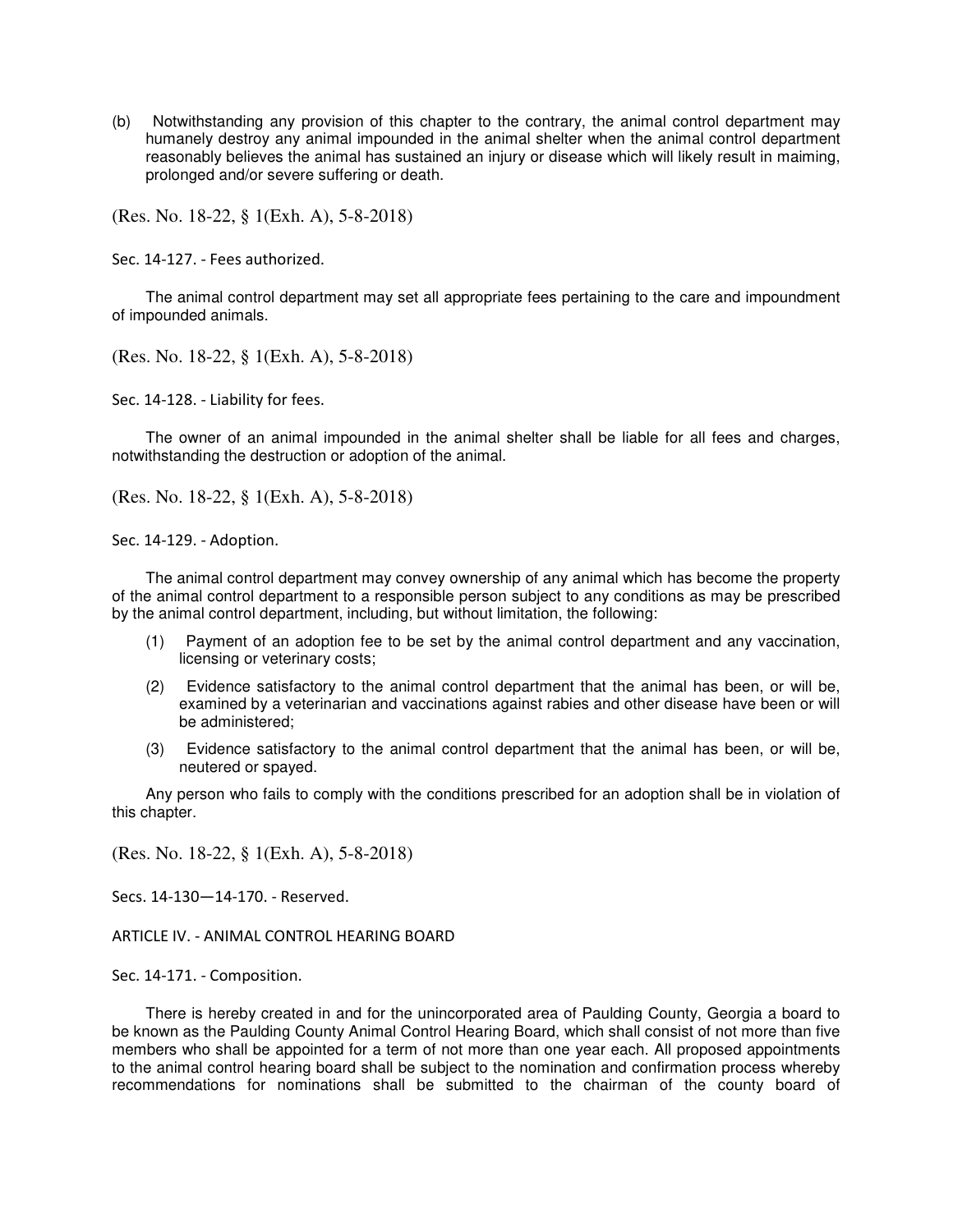(b) Notwithstanding any provision of this chapter to the contrary, the animal control department may humanely destroy any animal impounded in the animal shelter when the animal control department reasonably believes the animal has sustained an injury or disease which will likely result in maiming, prolonged and/or severe suffering or death.

(Res. No. 18-22, § 1(Exh. A), 5-8-2018)

Sec. 14-127. - Fees authorized.

The animal control department may set all appropriate fees pertaining to the care and impoundment of impounded animals.

(Res. No. 18-22, § 1(Exh. A), 5-8-2018)

Sec. 14-128. - Liability for fees.

The owner of an animal impounded in the animal shelter shall be liable for all fees and charges, notwithstanding the destruction or adoption of the animal.

(Res. No. 18-22, § 1(Exh. A), 5-8-2018)

Sec. 14-129. - Adoption.

The animal control department may convey ownership of any animal which has become the property of the animal control department to a responsible person subject to any conditions as may be prescribed by the animal control department, including, but without limitation, the following:

(1) Payment of an adoption fee to be set by the animal control department and any vaccination, licensing or veterinary costs;

(2) Evidence satisfactory to the animal control department that the animal has been, or will be, examined by a veterinarian and vaccinations against rabies and other disease have been or will be administered;

(3) Evidence satisfactory to the animal control department that the animal has been, or will be, neutered or spayed.

Any person who fails to comply with the conditions prescribed for an adoption shall be in violation of this chapter.

(Res. No. 18-22, § 1(Exh. A), 5-8-2018)

Secs. 14-130—14-170. - Reserved.

ARTICLE IV. - ANIMAL CONTROL HEARING BOARD

Sec. 14-171. - Composition.

There is hereby created in and for the unincorporated area of Paulding County, Georgia a board to be known as the Paulding County Animal Control Hearing Board, which shall consist of not more than five members who shall be appointed for a term of not more than one year each. All proposed appointments to the animal control hearing board shall be subject to the nomination and confirmation process whereby recommendations for nominations shall be submitted to the chairman of the county board of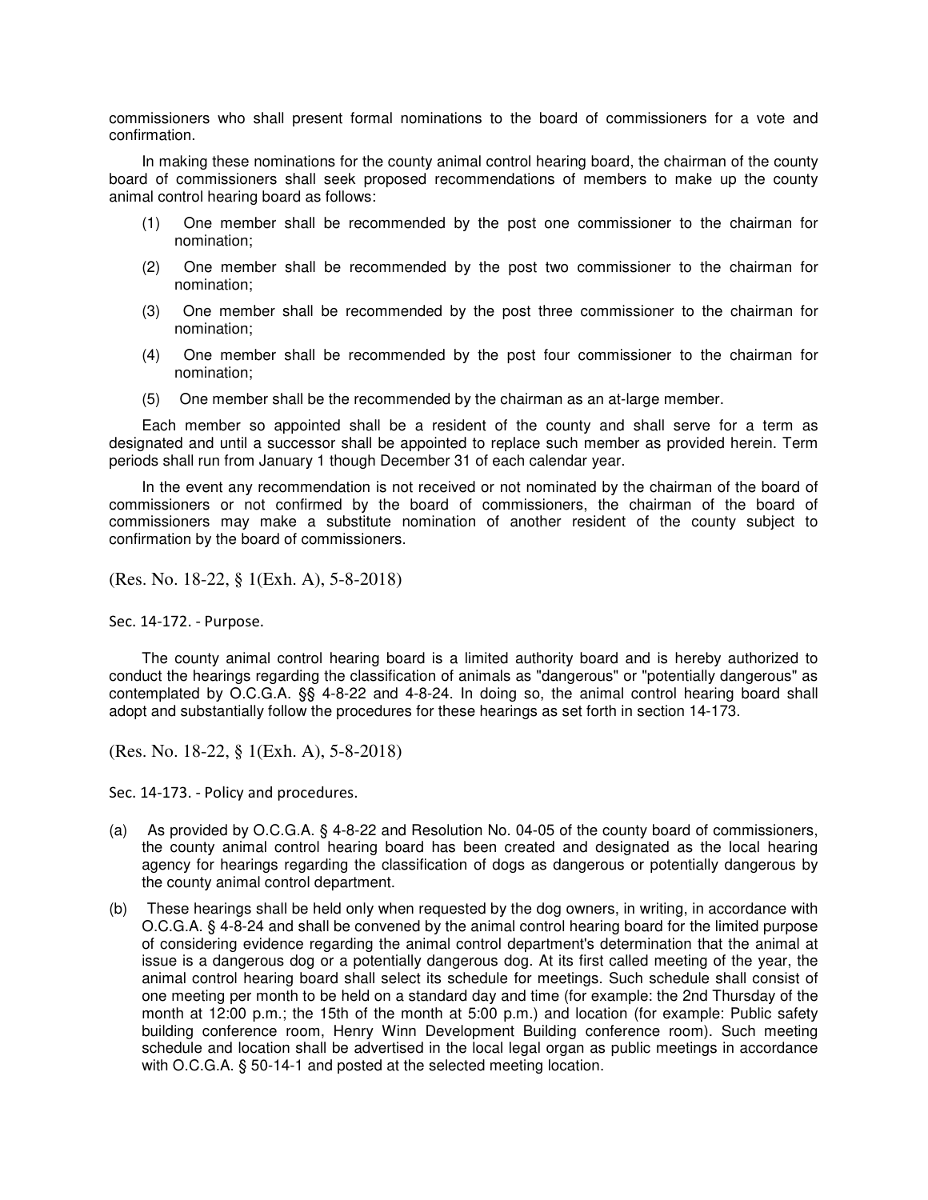commissioners who shall present formal nominations to the board of commissioners for a vote and confirmation.

In making these nominations for the county animal control hearing board, the chairman of the county board of commissioners shall seek proposed recommendations of members to make up the county animal control hearing board as follows:

(1) One member shall be recommended by the post one commissioner to the chairman for nomination;

(2) One member shall be recommended by the post two commissioner to the chairman for nomination;

(3) One member shall be recommended by the post three commissioner to the chairman for nomination;

(4) One member shall be recommended by the post four commissioner to the chairman for nomination;

(5) One member shall be the recommended by the chairman as an at-large member.

Each member so appointed shall be a resident of the county and shall serve for a term as designated and until a successor shall be appointed to replace such member as provided herein. Term periods shall run from January 1 though December 31 of each calendar year.

In the event any recommendation is not received or not nominated by the chairman of the board of commissioners or not confirmed by the board of commissioners, the chairman of the board of commissioners may make a substitute nomination of another resident of the county subject to confirmation by the board of commissioners.

(Res. No. 18-22, § 1(Exh. A), 5-8-2018)

Sec. 14-172. - Purpose.

The county animal control hearing board is a limited authority board and is hereby authorized to conduct the hearings regarding the classification of animals as "dangerous" or "potentially dangerous" as contemplated by O.C.G.A. §§ 4-8-22 and 4-8-24. In doing so, the animal control hearing board shall adopt and substantially follow the procedures for these hearings as set forth in section 14-173.

(Res. No. 18-22, § 1(Exh. A), 5-8-2018)

Sec. 14-173. - Policy and procedures.

(a) As provided by O.C.G.A. § 4-8-22 and Resolution No. 04-05 of the county board of commissioners, the county animal control hearing board has been created and designated as the local hearing agency for hearings regarding the classification of dogs as dangerous or potentially dangerous by the county animal control department.

(b) These hearings shall be held only when requested by the dog owners, in writing, in accordance with O.C.G.A. § 4-8-24 and shall be convened by the animal control hearing board for the limited purpose of considering evidence regarding the animal control department's determination that the animal at issue is a dangerous dog or a potentially dangerous dog. At its first called meeting of the year, the animal control hearing board shall select its schedule for meetings. Such schedule shall consist of one meeting per month to be held on a standard day and time (for example: the 2nd Thursday of the month at 12:00 p.m.; the 15th of the month at 5:00 p.m.) and location (for example: Public safety building conference room, Henry Winn Development Building conference room). Such meeting schedule and location shall be advertised in the local legal organ as public meetings in accordance with O.C.G.A. § 50-14-1 and posted at the selected meeting location.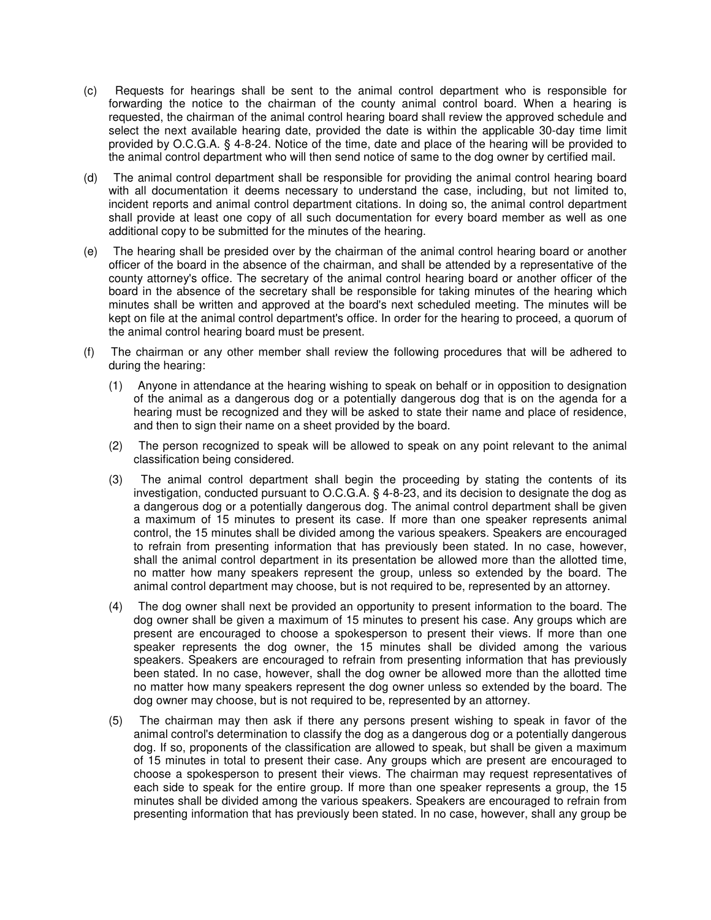(c) Requests for hearings shall be sent to the animal control department who is responsible for forwarding the notice to the chairman of the county animal control board. When a hearing is requested, the chairman of the animal control hearing board shall review the approved schedule and select the next available hearing date, provided the date is within the applicable 30-day time limit provided by O.C.G.A. § 4-8-24. Notice of the time, date and place of the hearing will be provided to the animal control department who will then send notice of same to the dog owner by certified mail.

(d) The animal control department shall be responsible for providing the animal control hearing board with all documentation it deems necessary to understand the case, including, but not limited to, incident reports and animal control department citations. In doing so, the animal control department shall provide at least one copy of all such documentation for every board member as well as one additional copy to be submitted for the minutes of the hearing.

(e) The hearing shall be presided over by the chairman of the animal control hearing board or another officer of the board in the absence of the chairman, and shall be attended by a representative of the county attorney's office. The secretary of the animal control hearing board or another officer of the board in the absence of the secretary shall be responsible for taking minutes of the hearing which minutes shall be written and approved at the board's next scheduled meeting. The minutes will be kept on file at the animal control department's office. In order for the hearing to proceed, a quorum of the animal control hearing board must be present.

(f) The chairman or any other member shall review the following procedures that will be adhered to during the hearing:

  (1) Anyone in attendance at the hearing wishing to speak on behalf or in opposition to designation of the animal as a dangerous dog or a potentially dangerous dog that is on the agenda for a hearing must be recognized and they will be asked to state their name and place of residence, and then to sign their name on a sheet provided by the board.

  (2) The person recognized to speak will be allowed to speak on any point relevant to the animal classification being considered.

  (3) The animal control department shall begin the proceeding by stating the contents of its investigation, conducted pursuant to O.C.G.A. § 4-8-23, and its decision to designate the dog as a dangerous dog or a potentially dangerous dog. The animal control department shall be given a maximum of 15 minutes to present its case. If more than one speaker represents animal control, the 15 minutes shall be divided among the various speakers. Speakers are encouraged to refrain from presenting information that has previously been stated. In no case, however, shall the animal control department in its presentation be allowed more than the allotted time, no matter how many speakers represent the group, unless so extended by the board. The animal control department may choose, but is not required to be, represented by an attorney.

  (4) The dog owner shall next be provided an opportunity to present information to the board. The dog owner shall be given a maximum of 15 minutes to present his case. Any groups which are present are encouraged to choose a spokesperson to present their views. If more than one speaker represents the dog owner, the 15 minutes shall be divided among the various speakers. Speakers are encouraged to refrain from presenting information that has previously been stated. In no case, however, shall the dog owner be allowed more than the allotted time no matter how many speakers represent the dog owner unless so extended by the board. The dog owner may choose, but is not required to be, represented by an attorney.

  (5) The chairman may then ask if there any persons present wishing to speak in favor of the animal control's determination to classify the dog as a dangerous dog or a potentially dangerous dog. If so, proponents of the classification are allowed to speak, but shall be given a maximum of 15 minutes in total to present their case. Any groups which are present are encouraged to choose a spokesperson to present their views. The chairman may request representatives of each side to speak for the entire group. If more than one speaker represents a group, the 15 minutes shall be divided among the various speakers. Speakers are encouraged to refrain from presenting information that has previously been stated. In no case, however, shall any group be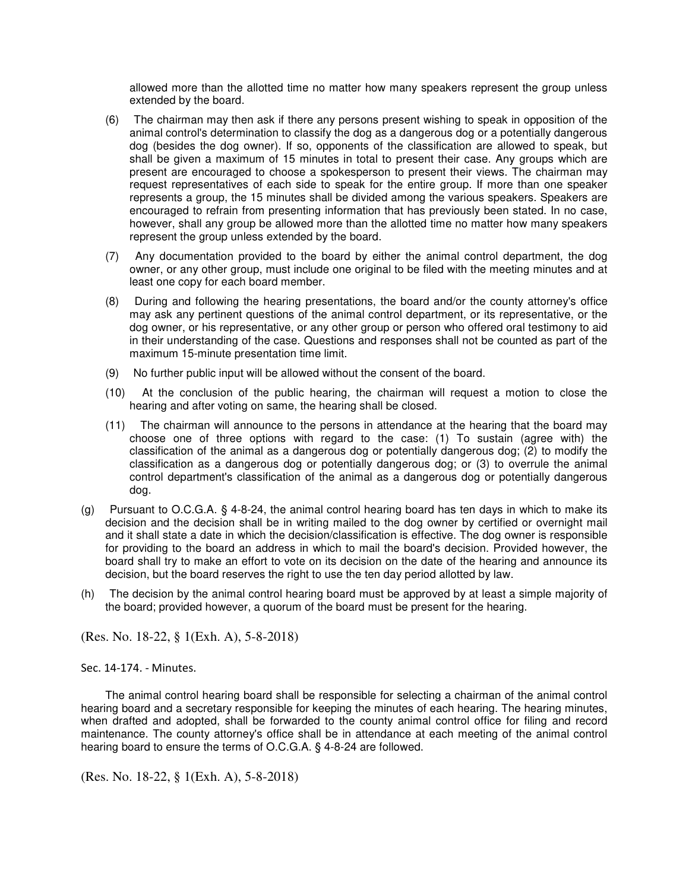allowed more than the allotted time no matter how many speakers represent the group unless extended by the board.

(6) The chairman may then ask if there any persons present wishing to speak in opposition of the animal control's determination to classify the dog as a dangerous dog or a potentially dangerous dog (besides the dog owner). If so, opponents of the classification are allowed to speak, but shall be given a maximum of 15 minutes in total to present their case. Any groups which are present are encouraged to choose a spokesperson to present their views. The chairman may request representatives of each side to speak for the entire group. If more than one speaker represents a group, the 15 minutes shall be divided among the various speakers. Speakers are encouraged to refrain from presenting information that has previously been stated. In no case, however, shall any group be allowed more than the allotted time no matter how many speakers represent the group unless extended by the board.

(7) Any documentation provided to the board by either the animal control department, the dog owner, or any other group, must include one original to be filed with the meeting minutes and at least one copy for each board member.

(8) During and following the hearing presentations, the board and/or the county attorney's office may ask any pertinent questions of the animal control department, or its representative, or the dog owner, or his representative, or any other group or person who offered oral testimony to aid in their understanding of the case. Questions and responses shall not be counted as part of the maximum 15-minute presentation time limit.

(9) No further public input will be allowed without the consent of the board.

(10) At the conclusion of the public hearing, the chairman will request a motion to close the hearing and after voting on same, the hearing shall be closed.

(11) The chairman will announce to the persons in attendance at the hearing that the board may choose one of three options with regard to the case: (1) To sustain (agree with) the classification of the animal as a dangerous dog or potentially dangerous dog; (2) to modify the classification as a dangerous dog or potentially dangerous dog; or (3) to overrule the animal control department's classification of the animal as a dangerous dog or potentially dangerous dog.

(g) Pursuant to O.C.G.A. § 4-8-24, the animal control hearing board has ten days in which to make its decision and the decision shall be in writing mailed to the dog owner by certified or overnight mail and it shall state a date in which the decision/classification is effective. The dog owner is responsible for providing to the board an address in which to mail the board's decision. Provided however, the board shall try to make an effort to vote on its decision on the date of the hearing and announce its decision, but the board reserves the right to use the ten day period allotted by law.

(h) The decision by the animal control hearing board must be approved by at least a simple majority of the board; provided however, a quorum of the board must be present for the hearing.

(Res. No. 18-22, § 1(Exh. A), 5-8-2018)

Sec. 14-174. - Minutes.

The animal control hearing board shall be responsible for selecting a chairman of the animal control hearing board and a secretary responsible for keeping the minutes of each hearing. The hearing minutes, when drafted and adopted, shall be forwarded to the county animal control office for filing and record maintenance. The county attorney's office shall be in attendance at each meeting of the animal control hearing board to ensure the terms of O.C.G.A. § 4-8-24 are followed.

(Res. No. 18-22, § 1(Exh. A), 5-8-2018)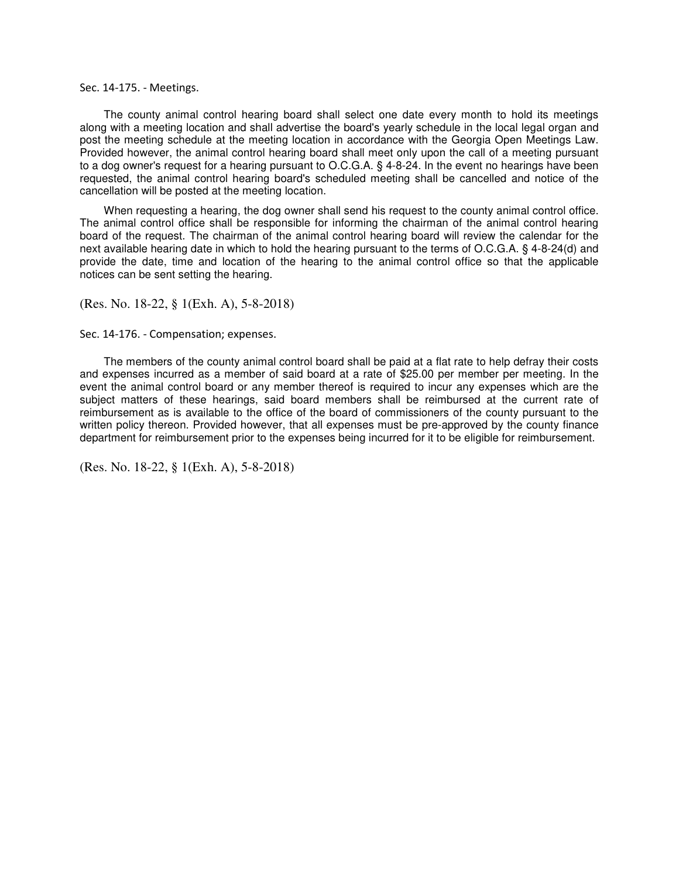### Sec. 14-175. - Meetings.

The county animal control hearing board shall select one date every month to hold its meetings along with a meeting location and shall advertise the board's yearly schedule in the local legal organ and post the meeting schedule at the meeting location in accordance with the Georgia Open Meetings Law. Provided however, the animal control hearing board shall meet only upon the call of a meeting pursuant to a dog owner's request for a hearing pursuant to O.C.G.A. § 4-8-24. In the event no hearings have been requested, the animal control hearing board's scheduled meeting shall be cancelled and notice of the cancellation will be posted at the meeting location.

When requesting a hearing, the dog owner shall send his request to the county animal control office. The animal control office shall be responsible for informing the chairman of the animal control hearing board of the request. The chairman of the animal control hearing board will review the calendar for the next available hearing date in which to hold the hearing pursuant to the terms of O.C.G.A. § 4-8-24(d) and provide the date, time and location of the hearing to the animal control office so that the applicable notices can be sent setting the hearing.

(Res. No. 18-22, § 1(Exh. A), 5-8-2018)

### Sec. 14-176. - Compensation; expenses.

The members of the county animal control board shall be paid at a flat rate to help defray their costs and expenses incurred as a member of said board at a rate of $25.00 per member per meeting. In the event the animal control board or any member thereof is required to incur any expenses which are the subject matters of these hearings, said board members shall be reimbursed at the current rate of reimbursement as is available to the office of the board of commissioners of the county pursuant to the written policy thereon. Provided however, that all expenses must be pre-approved by the county finance department for reimbursement prior to the expenses being incurred for it to be eligible for reimbursement.

(Res. No. 18-22, § 1(Exh. A), 5-8-2018)